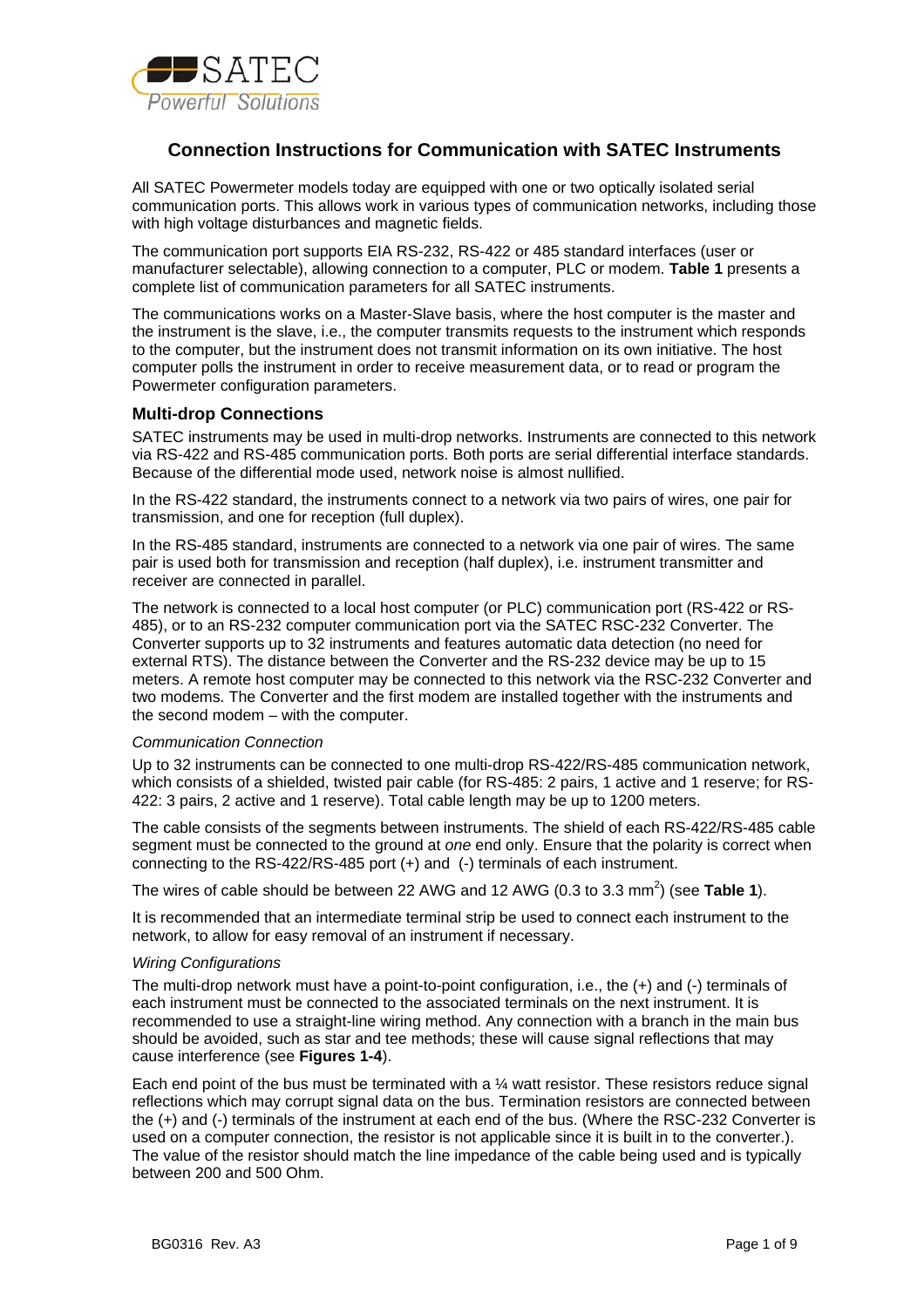# Connection Instructions for Communication with SATEC Instruments

All SATEC Powermeter models today are equipped with one or two optically isolated serial communication ports. This allows work in various types of communication networks, including those with high voltage disturbances and magnetic fields.

The communication port supports EIA RS-232, RS-422 or 485 standard interfaces (user or manufacturer selectable), allowing connection to a computer, PLC or modem. **Table 1** presents a complete list of communication parameters for all SATEC instruments.

The communications works on a Master-Slave basis, where the host computer is the master and the instrument is the slave, i.e., the computer transmits requests to the instrument which responds to the computer, but the instrument does not transmit information on its own initiative. The host computer polls the instrument in order to receive measurement data, or to read or program the Powermeter configuration parameters.

### Multi-drop Connections

SATEC instruments may be used in multi-drop networks. Instruments are connected to this network via RS-422 and RS-485 communication ports. Both ports are serial differential interface standards. Because of the differential mode used, network noise is almost nullified.

In the RS-422 standard, the instruments connect to a network via two pairs of wires, one pair for transmission, and one for reception (full duplex).

In the RS-485 standard, instruments are connected to a network via one pair of wires. The same pair is used both for transmission and reception (half duplex), i.e. instrument transmitter and receiver are connected in parallel.

The network is connected to a local host computer (or PLC) communication port (RS-422 or RS-485), or to an RS-232 computer communication port via the SATEC RSC-232 Converter. The Converter supports up to 32 instruments and features automatic data detection (no need for external RTS). The distance between the Converter and the RS-232 device may be up to 15 meters. A remote host computer may be connected to this network via the RSC-232 Converter and two modems. The Converter and the first modem are installed together with the instruments and the second modem – with the computer.

*Communication Connection*

Up to 32 instruments can be connected to one multi-drop RS-422/RS-485 communication network, which consists of a shielded, twisted pair cable (for RS-485: 2 pairs, 1 active and 1 reserve; for RS-422: 3 pairs, 2 active and 1 reserve). Total cable length may be up to 1200 meters.

The cable consists of the segments between instruments. The shield of each RS-422/RS-485 cable segment must be connected to the ground at *one* end only. Ensure that the polarity is correct when connecting to the RS-422/RS-485 port (+) and (-) terminals of each instrument.

The wires of cable should be between 22 AWG and 12 AWG (0.3 to 3.3 $mm^2$) (see **Table 1**).

It is recommended that an intermediate terminal strip be used to connect each instrument to the network, to allow for easy removal of an instrument if necessary.

*Wiring Configurations*

The multi-drop network must have a point-to-point configuration, i.e., the (+) and (-) terminals of each instrument must be connected to the associated terminals on the next instrument. It is recommended to use a straight-line wiring method. Any connection with a branch in the main bus should be avoided, such as star and tee methods; these will cause signal reflections that may cause interference (see **Figures 1-4**).

Each end point of the bus must be terminated with a ¼ watt resistor. These resistors reduce signal reflections which may corrupt signal data on the bus. Termination resistors are connected between the (+) and (-) terminals of the instrument at each end of the bus. (Where the RSC-232 Converter is used on a computer connection, the resistor is not applicable since it is built in to the converter.). The value of the resistor should match the line impedance of the cable being used and is typically between 200 and 500 Ohm.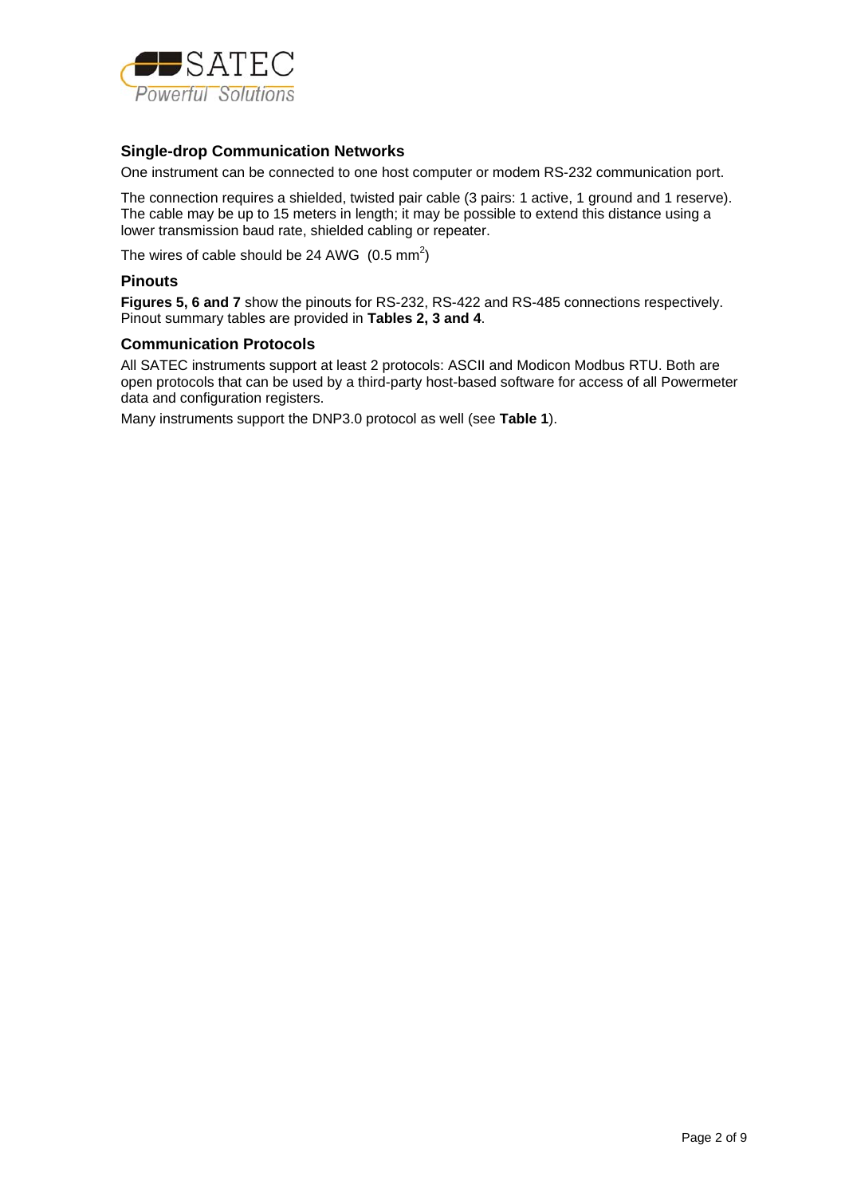## Single-drop Communication Networks

One instrument can be connected to one host computer or modem RS-232 communication port.

The connection requires a shielded, twisted pair cable (3 pairs: 1 active, 1 ground and 1 reserve). The cable may be up to 15 meters in length; it may be possible to extend this distance using a lower transmission baud rate, shielded cabling or repeater.

The wires of cable should be 24 AWG (0.5 $mm^2$)

## Pinouts

**Figures 5, 6 and 7** show the pinouts for RS-232, RS-422 and RS-485 connections respectively. Pinout summary tables are provided in **Tables 2, 3 and 4**.

## Communication Protocols

All SATEC instruments support at least 2 protocols: ASCII and Modicon Modbus RTU. Both are open protocols that can be used by a third-party host-based software for access of all Powermeter data and configuration registers.

Many instruments support the DNP3.0 protocol as well (see **Table 1**).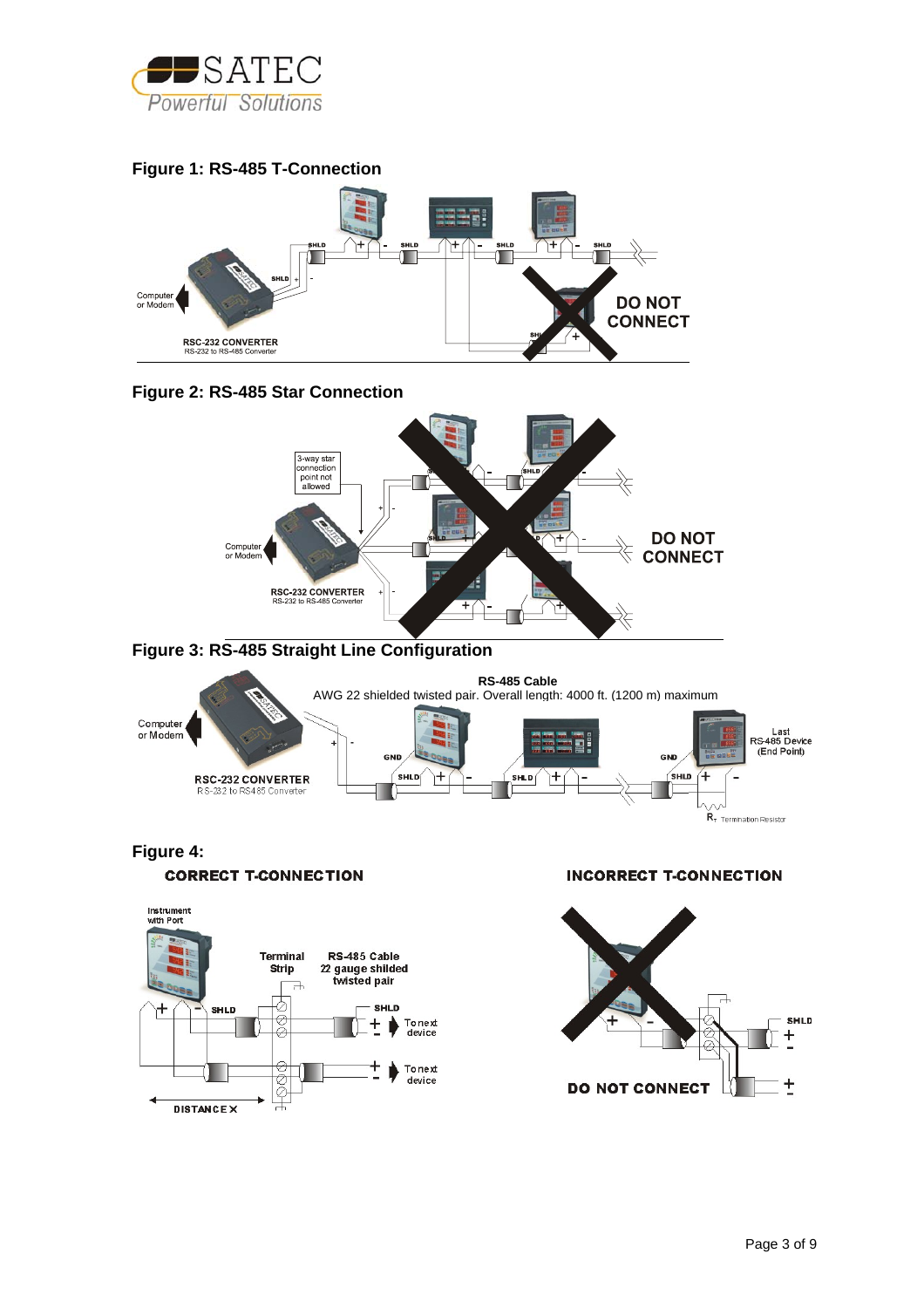**Figure 1: RS-485 T-Connection**

**Figure 2: RS-485 Star Connection**

**Figure 3: RS-485 Straight Line Configuration**

**Figure 4:**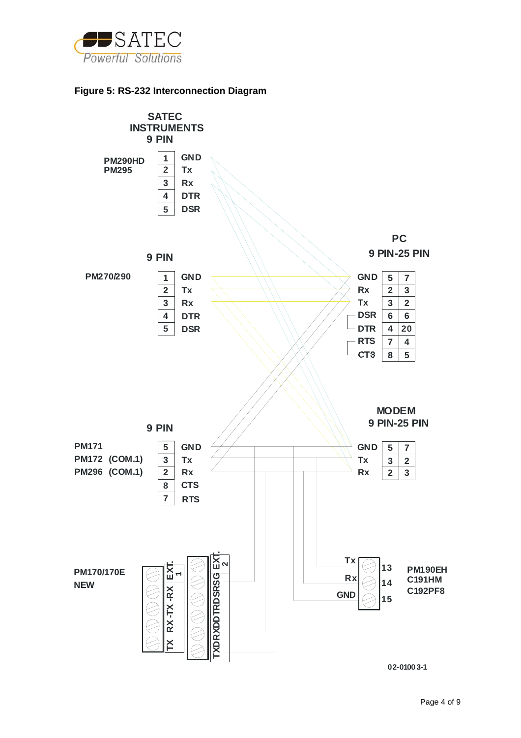**Figure 5: RS-232 Interconnection Diagram**

**SATEC INSTRUMENTS 9 PIN**

**PM290HD / PM295**

| Pin | Signal |
|---|---|
| 1 | GND |
| 2 | Tx |
| 3 | Rx |
| 4 | DTR |
| 5 | DSR |

**9 PIN**

**PM270/290**

| Pin | Signal |
|---|---|
| 1 | GND |
| 2 | Tx |
| 3 | Rx |
| 4 | DTR |
| 5 | DSR |

**9 PIN**

**PM171 / PM172 (COM.1) / PM296 (COM.1)**

| Pin | Signal |
|---|---|
| 5 | GND |
| 3 | Tx |
| 2 | Rx |
| 8 | CTS |
| 7 | RTS |

**PC 9 PIN-25 PIN**

| Signal | 9 PIN | 25 PIN |
|---|---|---|
| GND | 5 | 7 |
| Rx | 2 | 3 |
| Tx | 3 | 2 |
| DSR | 6 | 6 |
| DTR | 4 | 20 |
| RTS | 7 | 4 |
| CTS | 8 | 5 |

**MODEM 9 PIN-25 PIN**

| Signal | 9 PIN | 25 PIN |
|---|---|---|
| GND | 5 | 7 |
| Tx | 3 | 2 |
| Rx | 2 | 3 |

**PM170/170E NEW**

EXT. 1: TX, RX, -TX, -RX

EXT. 2: TXD, RXD, DTR, DSR, SG

**PM190EH / C191HM / C192PF8**

| Signal | Terminal |
|---|---|
| Tx | 13 |
| Rx | 14 |
| GND | 15 |

02-0100 3-1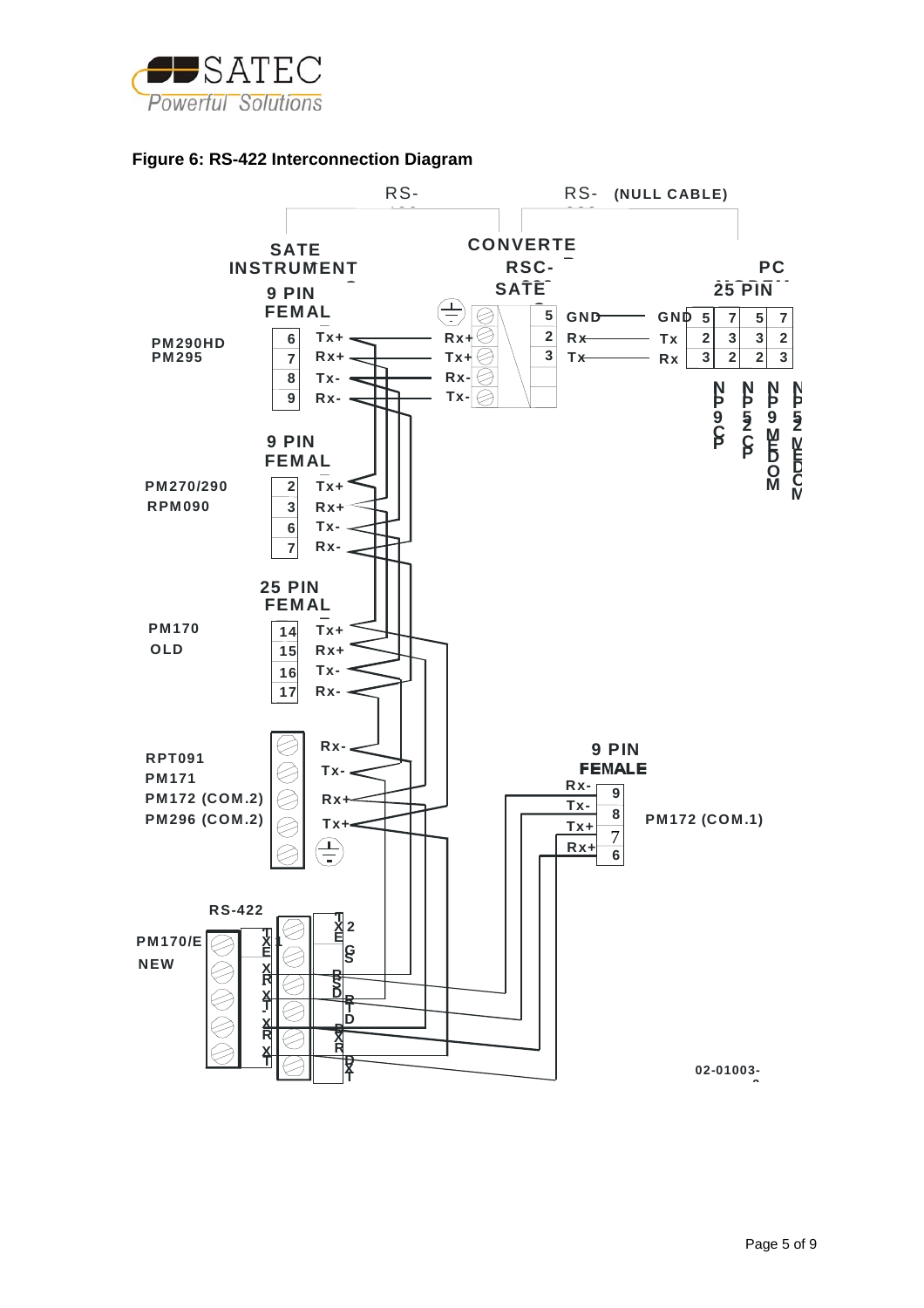**Figure 6: RS-422 Interconnection Diagram**

RS-

RS- **(NULL CABLE)**

**SATE INSTRUMENT**

**CONVERTE RSC- SATE**

**PC 25 PIN**

**9 PIN FEMAL**

**PM290HD PM295**

| | |
|---|---|
| 6 | Tx+ |
| 7 | Rx+ |
| 8 | Tx- |
| 9 | Rx- |

Rx+ Tx+ Rx- Tx-

| | |
|---|---|
| 5 | GND |
| 2 | Rx |
| 3 | Tx |

| | | | | |
|---|---|---|---|---|
| GND | 5 | 7 | 5 | 7 |
| Tx | 2 | 3 | 3 | 2 |
| Rx | 3 | 2 | 2 | 3 |

NP 9 CP | NP 52 CP | NP 9 MEDOM | NP 52 MEDOM

**9 PIN FEMAL**

**PM270/290 RPM090**

| | |
|---|---|
| 2 | Tx+ |
| 3 | Rx+ |
| 6 | Tx- |
| 7 | Rx- |

**25 PIN FEMAL**

**PM170 OLD**

| | |
|---|---|
| 14 | Tx+ |
| 15 | Rx+ |
| 16 | Tx- |
| 17 | Rx- |

**RPT091 PM171 PM172 (COM.2) PM296 (COM.2)**

Rx- Tx- Rx+ Tx+

**9 PIN FEMALE**

**PM172 (COM.1)**

| | |
|---|---|
| Rx- | 9 |
| Tx- | 8 |
| Tx+ | 7 |
| Rx+ | 6 |

**RS-422**

**PM170/E NEW**

TXE, RX, TX-, RX, TX

TXE 2, GS, RSD, RTD, RXR, DXT

**02-01003-**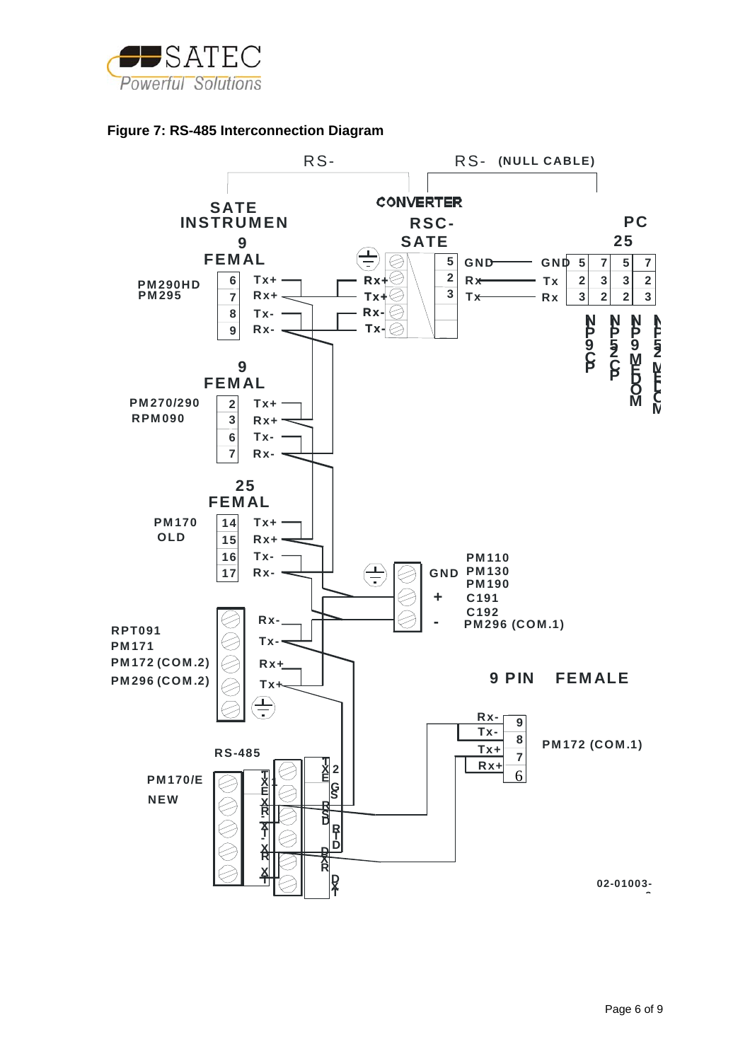**Figure 7: RS-485 Interconnection Diagram**

RS-

RS- (NULL CABLE)

CONVERTER

SATE INSTRUMEN

RSC-SATE

PC

9 FEMAL

25

PM290HD
PM295

| | |
|---|---|
| 6 | Tx+ |
| 7 | Rx+ |
| 8 | Tx- |
| 9 | Rx- |

Rx+
Tx+
Rx-
Tx-

| | |
|---|---|
| 5 | GND |
| 2 | Rx |
| 3 | Tx |

| | | | | | |
|---|---|---|---|---|---|
| GND | 5 | 7 | 5 | 7 |
| Tx | 2 | 3 | 3 | 2 |
| Rx | 3 | 2 | 2 | 3 |

9 FEMAL

PM270/290
RPM090

| | |
|---|---|
| 2 | Tx+ |
| 3 | Rx+ |
| 6 | Tx- |
| 7 | Rx- |

25 FEMAL

PM170
OLD

| | |
|---|---|
| 14 | Tx+ |
| 15 | Rx+ |
| 16 | Tx- |
| 17 | Rx- |

GND
+
-

PM110
PM130
PM190
C191
C192
PM296 (COM.1)

RPT091
PM171
PM172 (COM.2)
PM296 (COM.2)

Rx-
Tx-
Rx+
Tx+

9 PIN FEMALE

| | |
|---|---|
| Rx- | 9 |
| Tx- | 8 |
| Tx+ | 7 |
| Rx+ | 6 |

PM172 (COM.1)

RS-485

PM170/E
NEW

02-01003-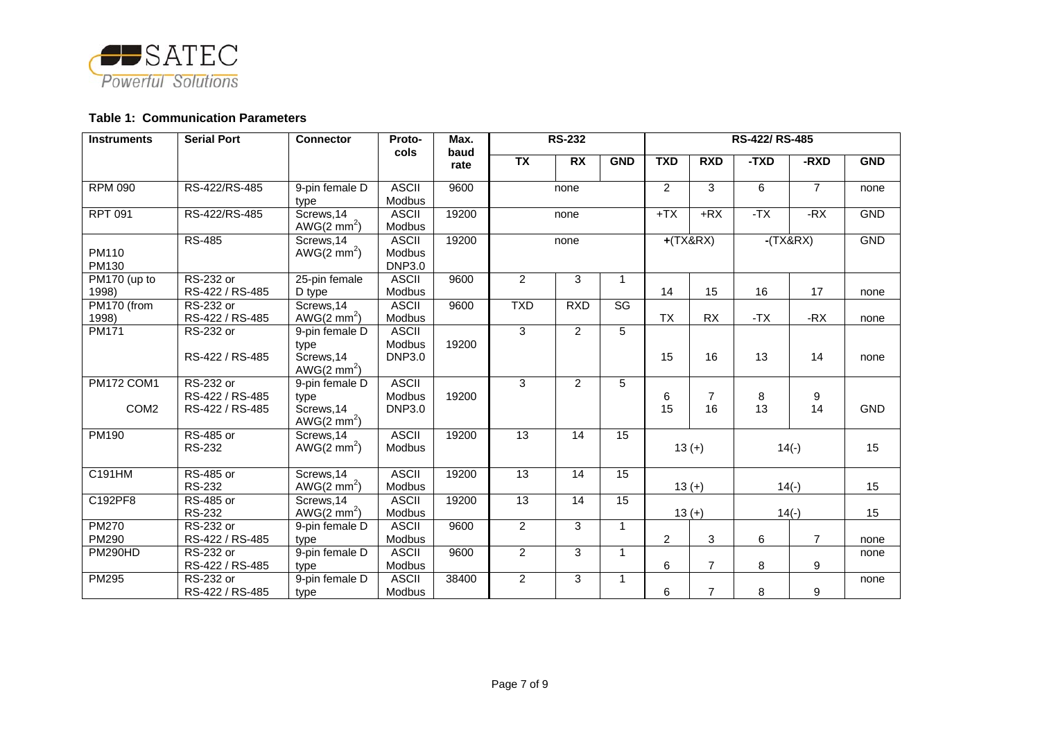**Table 1: Communication Parameters**

| Instruments | Serial Port | Connector | Proto-cols | Max. baud rate | RS-232 | | | RS-422/ RS-485 | | | | |
|---|---|---|---|---|---|---|---|---|---|---|---|---|
| | | | | | TX | RX | GND | TXD | RXD | -TXD | -RXD | GND |
| RPM 090 | RS-422/RS-485 | 9-pin female D type | ASCII Modbus | 9600 | none | | | 2 | 3 | 6 | 7 | none |
| RPT 091 | RS-422/RS-485 | Screws,14 AWG(2 mm$^2$) | ASCII Modbus | 19200 | none | | | +TX | +RX | -TX | -RX | GND |
| PM110 PM130 | RS-485 | Screws,14 AWG(2 mm$^2$) | ASCII Modbus DNP3.0 | 19200 | none | | | +(TX&RX) | | -(TX&RX) | | GND |
| PM170 (up to 1998) | RS-232 or RS-422 / RS-485 | 25-pin female D type | ASCII Modbus | 9600 | 2 | 3 | 1 | 14 | 15 | 16 | 17 | none |
| PM170 (from 1998) | RS-232 or RS-422 / RS-485 | Screws,14 AWG(2 mm$^2$) | ASCII Modbus | 9600 | TXD | RXD | SG | TX | RX | -TX | -RX | none |
| PM171 | RS-232 or RS-422 / RS-485 | 9-pin female D type Screws,14 AWG(2 mm$^2$) | ASCII Modbus DNP3.0 | 19200 | 3 | 2 | 5 | 15 | 16 | 13 | 14 | none |
| PM172 COM1 COM2 | RS-232 or RS-422 / RS-485 RS-422 / RS-485 | 9-pin female D type Screws,14 AWG(2 mm$^2$) | ASCII Modbus DNP3.0 | 19200 | 3 | 2 | 5 | 6 15 | 7 16 | 8 13 | 9 14 | GND |
| PM190 | RS-485 or RS-232 | Screws,14 AWG(2 mm$^2$) | ASCII Modbus | 19200 | 13 | 14 | 15 | 13 (+) | | 14(-) | | 15 |
| C191HM | RS-485 or RS-232 | Screws,14 AWG(2 mm$^2$) | ASCII Modbus | 19200 | 13 | 14 | 15 | 13 (+) | | 14(-) | | 15 |
| C192PF8 | RS-485 or RS-232 | Screws,14 AWG(2 mm$^2$) | ASCII Modbus | 19200 | 13 | 14 | 15 | 13 (+) | | 14(-) | | 15 |
| PM270 PM290 | RS-232 or RS-422 / RS-485 | 9-pin female D type | ASCII Modbus | 9600 | 2 | 3 | 1 | 2 | 3 | 6 | 7 | none |
| PM290HD | RS-232 or RS-422 / RS-485 | 9-pin female D type | ASCII Modbus | 9600 | 2 | 3 | 1 | 6 | 7 | 8 | 9 | none |
| PM295 | RS-232 or RS-422 / RS-485 | 9-pin female D type | ASCII Modbus | 38400 | 2 | 3 | 1 | 6 | 7 | 8 | 9 | none |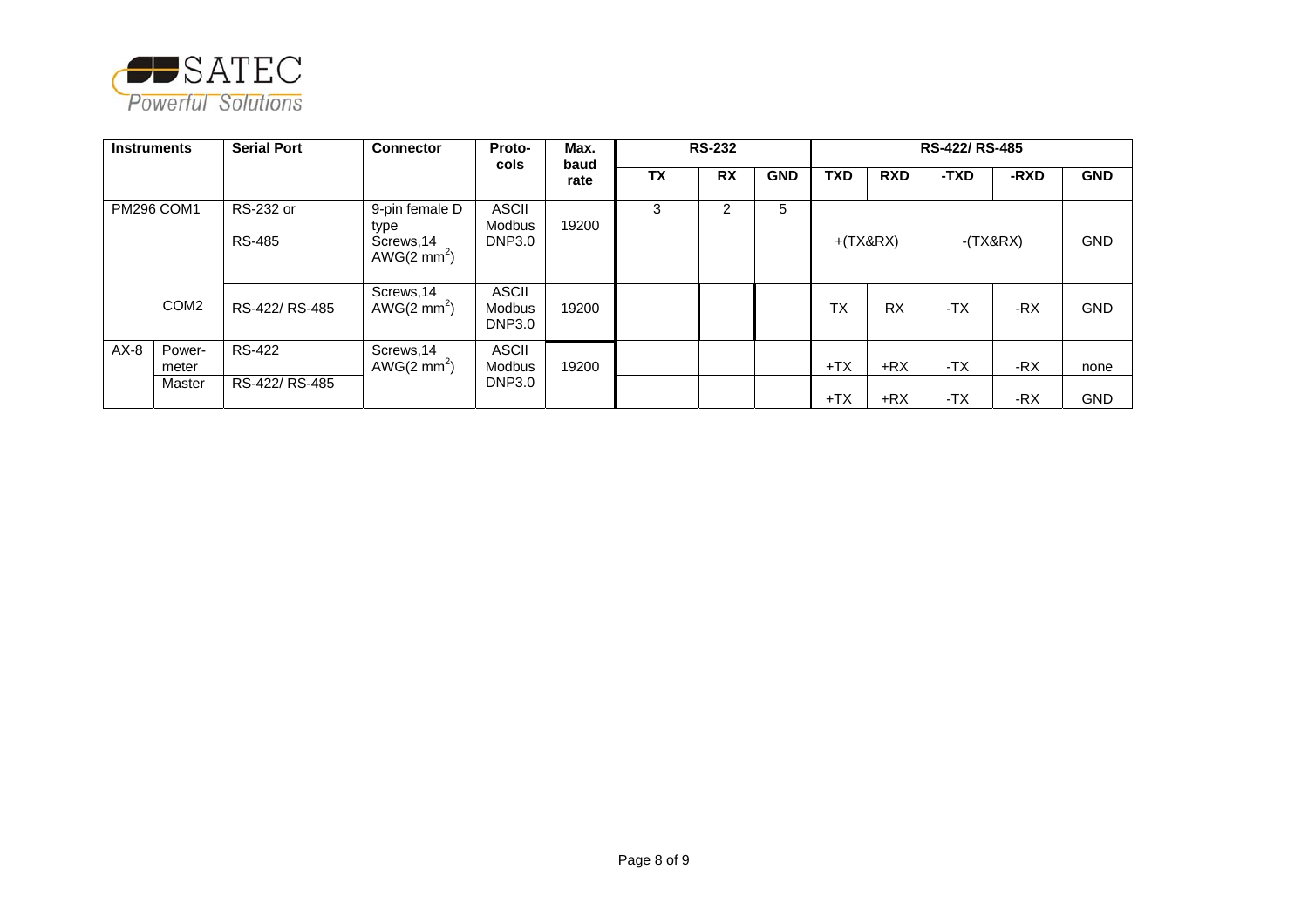| Instruments | | Serial Port | Connector | Proto-cols | Max. baud rate | RS-232 | | | RS-422/ RS-485 | | | | |
|---|---|---|---|---|---|---|---|---|---|---|---|---|---|
| | | | | | | TX | RX | GND | TXD | RXD | -TXD | -RXD | GND |
| PM296 COM1 | | RS-232 or RS-485 | 9-pin female D type Screws,14 AWG(2 $mm^2$) | ASCII Modbus DNP3.0 | 19200 | 3 | 2 | 5 | +(TX&RX) | | -(TX&RX) | | GND |
| | COM2 | RS-422/ RS-485 | Screws,14 AWG(2 $mm^2$) | ASCII Modbus DNP3.0 | 19200 | | | | TX | RX | -TX | -RX | GND |
| AX-8 | Power-meter | RS-422 | Screws,14 AWG(2 $mm^2$) | ASCII Modbus DNP3.0 | 19200 | | | | +TX | +RX | -TX | -RX | none |
| | Master | RS-422/ RS-485 | | | | | | | +TX | +RX | -TX | -RX | GND |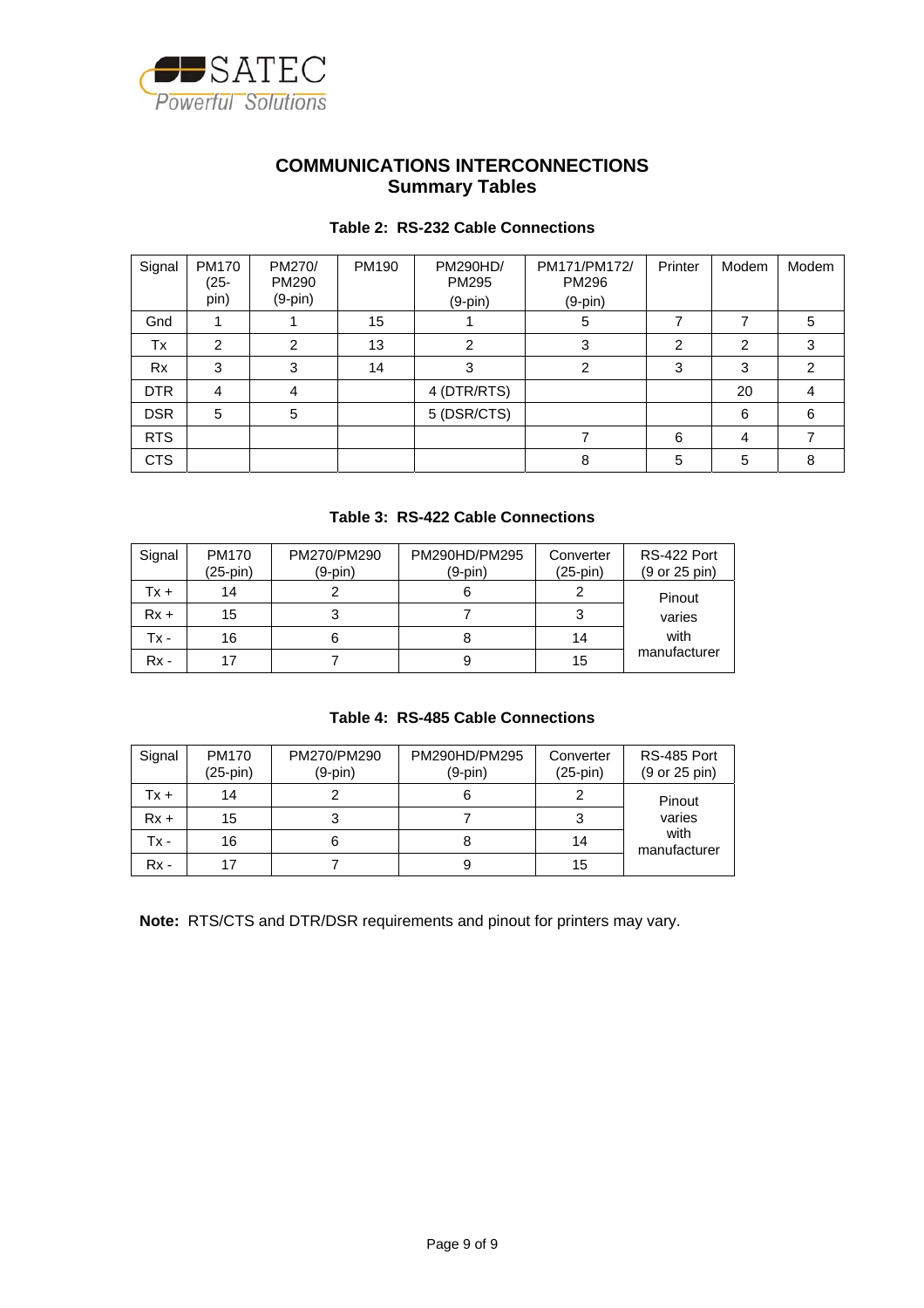# COMMUNICATIONS INTERCONNECTIONS
## Summary Tables

**Table 2: RS-232 Cable Connections**

| Signal | PM170 (25-pin) | PM270/ PM290 (9-pin) | PM190 | PM290HD/ PM295 (9-pin) | PM171/PM172/ PM296 (9-pin) | Printer | Modem | Modem |
|---|---|---|---|---|---|---|---|---|
| Gnd | 1 | 1 | 15 | 1 | 5 | 7 | 7 | 5 |
| Tx | 2 | 2 | 13 | 2 | 3 | 2 | 2 | 3 |
| Rx | 3 | 3 | 14 | 3 | 2 | 3 | 3 | 2 |
| DTR | 4 | 4 | | 4 (DTR/RTS) | | | 20 | 4 |
| DSR | 5 | 5 | | 5 (DSR/CTS) | | | 6 | 6 |
| RTS | | | | | 7 | 6 | 4 | 7 |
| CTS | | | | | 8 | 5 | 5 | 8 |

**Table 3: RS-422 Cable Connections**

| Signal | PM170 (25-pin) | PM270/PM290 (9-pin) | PM290HD/PM295 (9-pin) | Converter (25-pin) | RS-422 Port (9 or 25 pin) |
|---|---|---|---|---|---|
| Tx + | 14 | 2 | 6 | 2 | Pinout varies with manufacturer |
| Rx + | 15 | 3 | 7 | 3 | |
| Tx - | 16 | 6 | 8 | 14 | |
| Rx - | 17 | 7 | 9 | 15 | |

**Table 4: RS-485 Cable Connections**

| Signal | PM170 (25-pin) | PM270/PM290 (9-pin) | PM290HD/PM295 (9-pin) | Converter (25-pin) | RS-485 Port (9 or 25 pin) |
|---|---|---|---|---|---|
| Tx + | 14 | 2 | 6 | 2 | Pinout varies with manufacturer |
| Rx + | 15 | 3 | 7 | 3 | |
| Tx - | 16 | 6 | 8 | 14 | |
| Rx - | 17 | 7 | 9 | 15 | |

**Note:** RTS/CTS and DTR/DSR requirements and pinout for printers may vary.